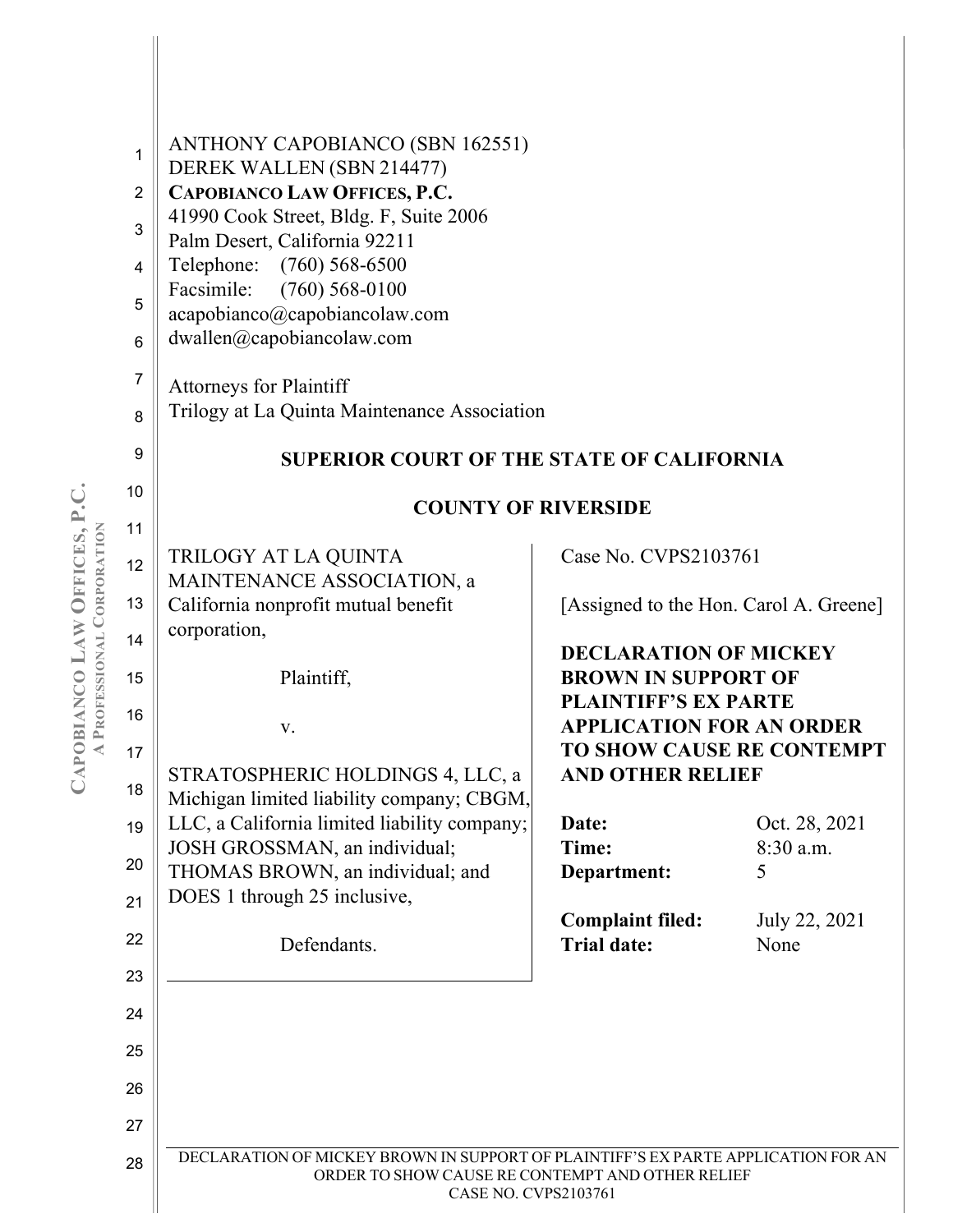ANTHONY CAPOBIANCO (SBN 162551)
DEREK WALLEN (SBN 214477)
**CAPOBIANCO LAW OFFICES, P.C.**
41990 Cook Street, Bldg. F, Suite 2006
Palm Desert, California 92211
Telephone: (760) 568-6500
Facsimile: (760) 568-0100
acapobianco@capobiancolaw.com
dwallen@capobiancolaw.com

Attorneys for Plaintiff
Trilogy at La Quinta Maintenance Association

**SUPERIOR COURT OF THE STATE OF CALIFORNIA**

**COUNTY OF RIVERSIDE**

TRILOGY AT LA QUINTA MAINTENANCE ASSOCIATION, a California nonprofit mutual benefit corporation,

Plaintiff,

v.

STRATOSPHERIC HOLDINGS 4, LLC, a Michigan limited liability company; CBGM, LLC, a California limited liability company; JOSH GROSSMAN, an individual; THOMAS BROWN, an individual; and DOES 1 through 25 inclusive,

Defendants.

Case No. CVPS2103761

[Assigned to the Hon. Carol A. Greene]

**DECLARATION OF MICKEY BROWN IN SUPPORT OF PLAINTIFF'S EX PARTE APPLICATION FOR AN ORDER TO SHOW CAUSE RE CONTEMPT AND OTHER RELIEF**

| | |
|---|---|
| **Date:** | Oct. 28, 2021 |
| **Time:** | 8:30 a.m. |
| **Department:** | 5 |
| | |
| **Complaint filed:** | July 22, 2021 |
| **Trial date:** | None |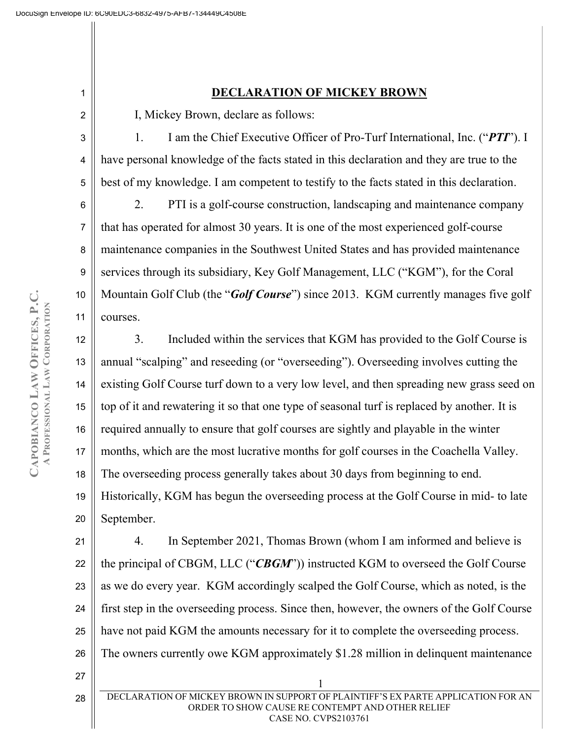## DECLARATION OF MICKEY BROWN

I, Mickey Brown, declare as follows:

1. I am the Chief Executive Officer of Pro-Turf International, Inc. ("***PTI***"). I have personal knowledge of the facts stated in this declaration and they are true to the best of my knowledge. I am competent to testify to the facts stated in this declaration.

2. PTI is a golf-course construction, landscaping and maintenance company that has operated for almost 30 years. It is one of the most experienced golf-course maintenance companies in the Southwest United States and has provided maintenance services through its subsidiary, Key Golf Management, LLC ("KGM"), for the Coral Mountain Golf Club (the "***Golf Course***") since 2013. KGM currently manages five golf courses.

3. Included within the services that KGM has provided to the Golf Course is annual "scalping" and reseeding (or "overseeding"). Overseeding involves cutting the existing Golf Course turf down to a very low level, and then spreading new grass seed on top of it and rewatering it so that one type of seasonal turf is replaced by another. It is required annually to ensure that golf courses are sightly and playable in the winter months, which are the most lucrative months for golf courses in the Coachella Valley. The overseeding process generally takes about 30 days from beginning to end. Historically, KGM has begun the overseeding process at the Golf Course in mid- to late September.

4. In September 2021, Thomas Brown (whom I am informed and believe is the principal of CBGM, LLC ("***CBGM***")) instructed KGM to overseed the Golf Course as we do every year. KGM accordingly scalped the Golf Course, which as noted, is the first step in the overseeding process. Since then, however, the owners of the Golf Course have not paid KGM the amounts necessary for it to complete the overseeding process. The owners currently owe KGM approximately $1.28 million in delinquent maintenance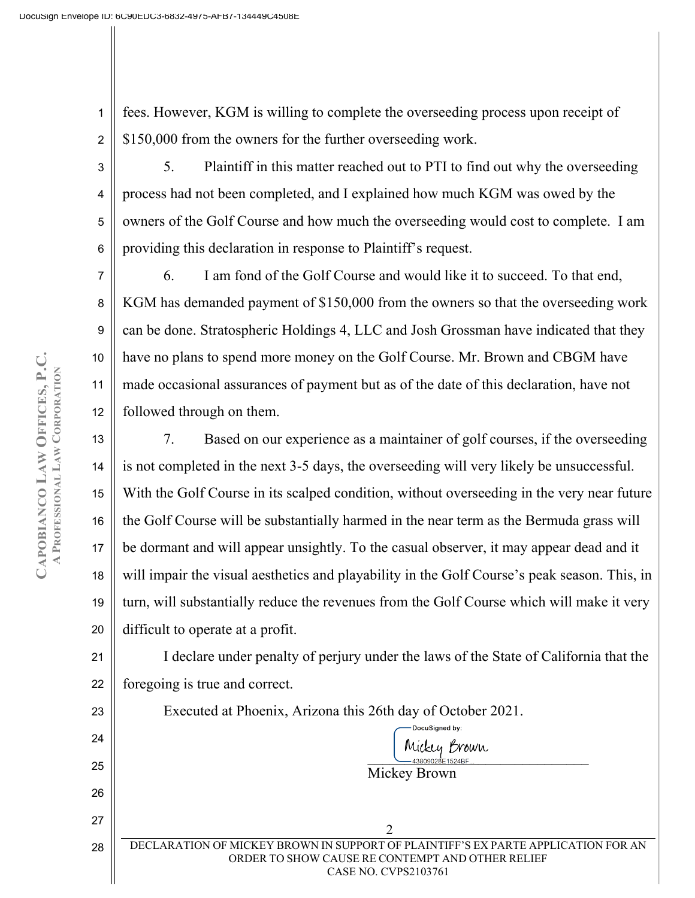fees. However, KGM is willing to complete the overseeding process upon receipt of $150,000 from the owners for the further overseeding work.

5. Plaintiff in this matter reached out to PTI to find out why the overseeding process had not been completed, and I explained how much KGM was owed by the owners of the Golf Course and how much the overseeding would cost to complete. I am providing this declaration in response to Plaintiff's request.

6. I am fond of the Golf Course and would like it to succeed. To that end, KGM has demanded payment of $150,000 from the owners so that the overseeding work can be done. Stratospheric Holdings 4, LLC and Josh Grossman have indicated that they have no plans to spend more money on the Golf Course. Mr. Brown and CBGM have made occasional assurances of payment but as of the date of this declaration, have not followed through on them.

7. Based on our experience as a maintainer of golf courses, if the overseeding is not completed in the next 3-5 days, the overseeding will very likely be unsuccessful. With the Golf Course in its scalped condition, without overseeding in the very near future the Golf Course will be substantially harmed in the near term as the Bermuda grass will be dormant and will appear unsightly. To the casual observer, it may appear dead and it will impair the visual aesthetics and playability in the Golf Course's peak season. This, in turn, will substantially reduce the revenues from the Golf Course which will make it very difficult to operate at a profit.

I declare under penalty of perjury under the laws of the State of California that the foregoing is true and correct.

Executed at Phoenix, Arizona this 26th day of October 2021.

DocuSigned by:
Mickey Brown
43809028E1524BF...

Mickey Brown

DECLARATION OF MICKEY BROWN IN SUPPORT OF PLAINTIFF'S EX PARTE APPLICATION FOR AN ORDER TO SHOW CAUSE RE CONTEMPT AND OTHER RELIEF
CASE NO. CVPS2103761